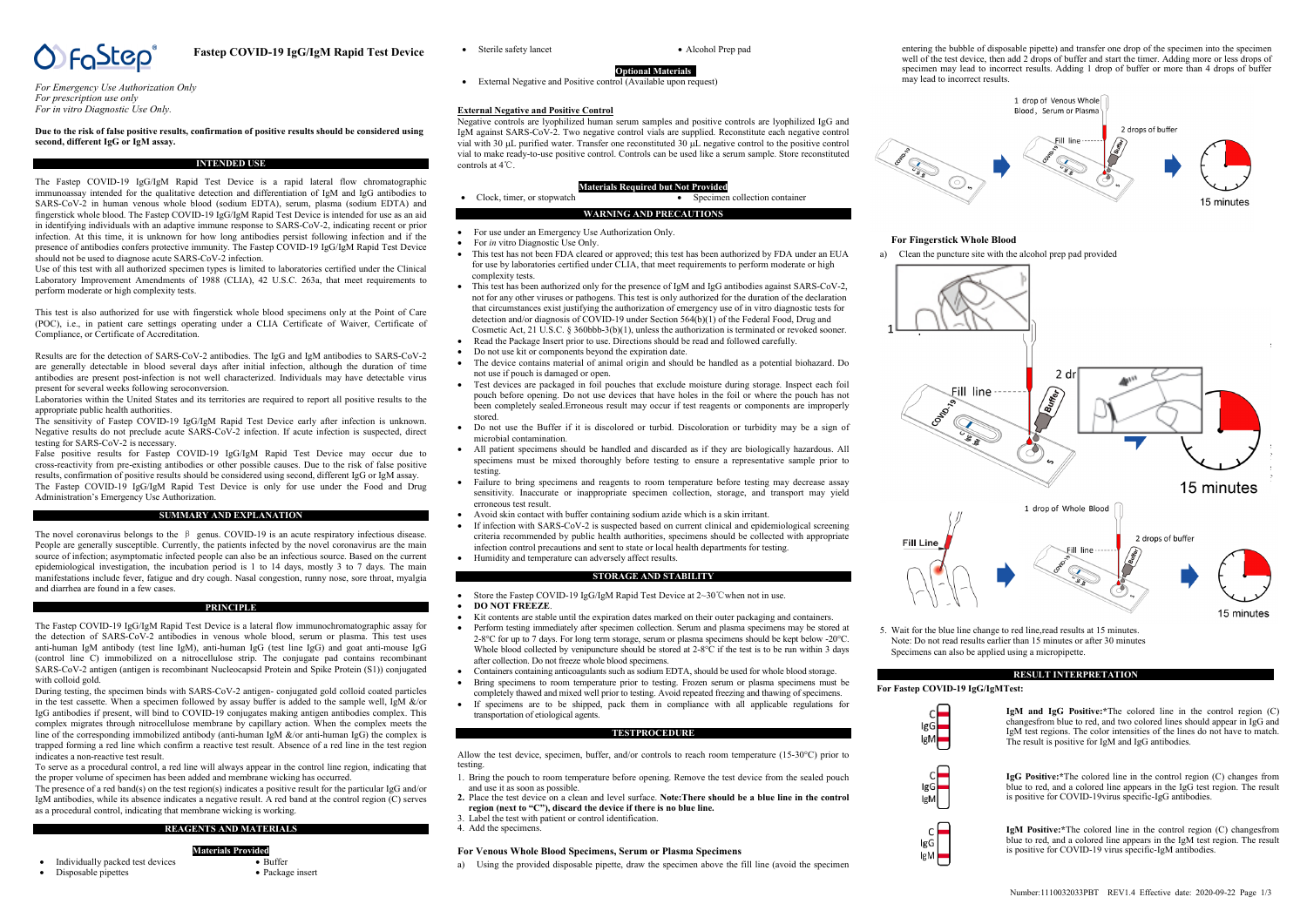# Fastep COVID-19 IgG/IgM Rapid Test Device

*For Emergency Use Authorization Only*
*For prescription use only*
*For in vitro Diagnostic Use Only.*

**Due to the risk of false positive results, confirmation of positive results should be considered using second, different IgG or IgM assay.**

## INTENDED USE

The Fastep COVID-19 IgG/IgM Rapid Test Device is a rapid lateral flow chromatographic immunoassay intended for the qualitative detection and differentiation of IgM and IgG antibodies to SARS-CoV-2 in human venous whole blood (sodium EDTA), serum, plasma (sodium EDTA) and fingerstick whole blood. The Fastep COVID-19 IgG/IgM Rapid Test Device is intended for use as an aid in identifying individuals with an adaptive immune response to SARS-CoV-2, indicating recent or prior infection. At this time, it is unknown for how long antibodies persist following infection and if the presence of antibodies confers protective immunity. The Fastep COVID-19 IgG/IgM Rapid Test Device should not be used to diagnose acute SARS-CoV-2 infection.

Use of this test with all authorized specimen types is limited to laboratories certified under the Clinical Laboratory Improvement Amendments of 1988 (CLIA), 42 U.S.C. 263a, that meet requirements to perform moderate or high complexity tests.

This test is also authorized for use with fingerstick whole blood specimens only at the Point of Care (POC), i.e., in patient care settings operating under a CLIA Certificate of Waiver, Certificate of Compliance, or Certificate of Accreditation.

Results are for the detection of SARS-CoV-2 antibodies. The IgG and IgM antibodies to SARS-CoV-2 are generally detectable in blood several days after initial infection, although the duration of time antibodies are present post-infection is not well characterized. Individuals may have detectable virus present for several weeks following seroconversion.

Laboratories within the United States and its territories are required to report all positive results to the appropriate public health authorities.

The sensitivity of Fastep COVID-19 IgG/IgM Rapid Test Device early after infection is unknown. Negative results do not preclude acute SARS-CoV-2 infection. If acute infection is suspected, direct testing for SARS-CoV-2 is necessary.

False positive results for Fastep COVID-19 IgG/IgM Rapid Test Device may occur due to cross-reactivity from pre-existing antibodies or other possible causes. Due to the risk of false positive results, confirmation of positive results should be considered using second, different IgG or IgM assay.

The Fastep COVID-19 IgG/IgM Rapid Test Device is only for use under the Food and Drug Administration's Emergency Use Authorization.

## SUMMARY AND EXPLANATION

The novel coronavirus belongs to the β genus. COVID-19 is an acute respiratory infectious disease. People are generally susceptible. Currently, the patients infected by the novel coronavirus are the main source of infection; asymptomatic infected people can also be an infectious source. Based on the current epidemiological investigation, the incubation period is 1 to 14 days, mostly 3 to 7 days. The main manifestations include fever, fatigue and dry cough. Nasal congestion, runny nose, sore throat, myalgia and diarrhea are found in a few cases.

## PRINCIPLE

The Fastep COVID-19 IgG/IgM Rapid Test Device is a lateral flow immunochromatographic assay for the detection of SARS-CoV-2 antibodies in venous whole blood, serum or plasma. This test uses anti-human IgM antibody (test line IgM), anti-human IgG (test line IgG) and goat anti-mouse IgG (control line C) immobilized on a nitrocellulose strip. The conjugate pad contains recombinant SARS-CoV-2 antigen (antigen is recombinant Nucleocapsid Protein and Spike Protein (S1)) conjugated with colloid gold.

During testing, the specimen binds with SARS-CoV-2 antigen- conjugated gold colloid coated particles in the test cassette. When a specimen followed by assay buffer is added to the sample well, IgM &/or IgG antibodies if present, will bind to COVID-19 conjugates making antigen antibodies complex. This complex migrates through nitrocellulose membrane by capillary action. When the complex meets the line of the corresponding immobilized antibody (anti-human IgM &/or anti-human IgG) the complex is trapped forming a red line which confirm a reactive test result. Absence of a red line in the test region indicates a non-reactive test result.

To serve as a procedural control, a red line will always appear in the control line region, indicating that the proper volume of specimen has been added and membrane wicking has occurred.

The presence of a red band(s) on the test region(s) indicates a positive result for the particular IgG and/or IgM antibodies, while its absence indicates a negative result. A red band at the control region (C) serves as a procedural control, indicating that membrane wicking is working.

## REAGENTS AND MATERIALS

### Materials Provided

- Individually packed test devices
- Buffer
- Disposable pipettes
- Package insert
- Sterile safety lancet
- Alcohol Prep pad

### Optional Materials

- External Negative and Positive control (Available upon request)

### External Negative and Positive Control

Negative controls are lyophilized human serum samples and positive controls are lyophilized IgG and IgM against SARS-CoV-2. Two negative control vials are supplied. Reconstitute each negative control vial with 30 μL purified water. Transfer one reconstituted 30 μL negative control to the positive control vial to make ready-to-use positive control. Controls can be used like a serum sample. Store reconstituted controls at 4℃.

### Materials Required but Not Provided

- Clock, timer, or stopwatch
- Specimen collection container

## WARNING AND PRECAUTIONS

- For use under an Emergency Use Authorization Only.
- For *in* vitro Diagnostic Use Only.
- This test has not been FDA cleared or approved; this test has been authorized by FDA under an EUA for use by laboratories certified under CLIA, that meet requirements to perform moderate or high complexity tests.
- This test has been authorized only for the presence of IgM and IgG antibodies against SARS-CoV-2, not for any other viruses or pathogens. This test is only authorized for the duration of the declaration that circumstances exist justifying the authorization of emergency use of in vitro diagnostic tests for detection and/or diagnosis of COVID-19 under Section 564(b)(1) of the Federal Food, Drug and Cosmetic Act, 21 U.S.C. § 360bbb-3(b)(1), unless the authorization is terminated or revoked sooner.
- Read the Package Insert prior to use. Directions should be read and followed carefully.
- Do not use kit or components beyond the expiration date.
- The device contains material of animal origin and should be handled as a potential biohazard. Do not use if pouch is damaged or open.
- Test devices are packaged in foil pouches that exclude moisture during storage. Inspect each foil pouch before opening. Do not use devices that have holes in the foil or where the pouch has not been completely sealed.Erroneous result may occur if test reagents or components are improperly stored.
- Do not use the Buffer if it is discolored or turbid. Discoloration or turbidity may be a sign of microbial contamination.
- All patient specimens should be handled and discarded as if they are biologically hazardous. All specimens must be mixed thoroughly before testing to ensure a representative sample prior to testing.
- Failure to bring specimens and reagents to room temperature before testing may decrease assay sensitivity. Inaccurate or inappropriate specimen collection, storage, and transport may yield erroneous test result.
- Avoid skin contact with buffer containing sodium azide which is a skin irritant.
- If infection with SARS-CoV-2 is suspected based on current clinical and epidemiological screening criteria recommended by public health authorities, specimens should be collected with appropriate infection control precautions and sent to state or local health departments for testing.
- Humidity and temperature can adversely affect results.

## STORAGE AND STABILITY

- Store the Fastep COVID-19 IgG/IgM Rapid Test Device at 2~30℃when not in use.
- **DO NOT FREEZE**.
- Kit contents are stable until the expiration dates marked on their outer packaging and containers.
- Perform testing immediately after specimen collection. Serum and plasma specimens may be stored at 2-8°C for up to 7 days. For long term storage, serum or plasma specimens should be kept below -20°C. Whole blood collected by venipuncture should be stored at 2-8°C if the test is to be run within 3 days after collection. Do not freeze whole blood specimens.
- Containers containing anticoagulants such as sodium EDTA, should be used for whole blood storage.
- Bring specimens to room temperature prior to testing. Frozen serum or plasma specimens must be completely thawed and mixed well prior to testing. Avoid repeated freezing and thawing of specimens.
- If specimens are to be shipped, pack them in compliance with all applicable regulations for transportation of etiological agents.

## TESTPROCEDURE

Allow the test device, specimen, buffer, and/or controls to reach room temperature (15-30°C) prior to testing.

1. Bring the pouch to room temperature before opening. Remove the test device from the sealed pouch and use it as soon as possible.
2. Place the test device on a clean and level surface. **Note:There should be a blue line in the control region (next to "C"), discard the device if there is no blue line.**
3. Label the test with patient or control identification.
4. Add the specimens.

### For Venous Whole Blood Specimens, Serum or Plasma Specimens

a) Using the provided disposable pipette, draw the specimen above the fill line (avoid the specimen entering the bubble of disposable pipette) and transfer one drop of the specimen into the specimen well of the test device, then add 2 drops of buffer and start the timer. Adding more or less drops of specimen may lead to incorrect results. Adding 1 drop of buffer or more than 4 drops of buffer may lead to incorrect results.

1 drop of Venous Whole Blood，Serum or Plasma — Fill line — 2 drops of buffer — 15 minutes

### For Fingerstick Whole Blood

a) Clean the puncture site with the alcohol prep pad provided

1 — Fill line — 2 drops of buffer — 15 minutes

1 drop of Whole Blood — Fill Line — Fill line — 2 drops of buffer — 15 minutes

5. Wait for the blue line change to red line,read results at 15 minutes.
   Note: Do not read results earlier than 15 minutes or after 30 minutes
   Specimens can also be applied using a micropipette.

## RESULT INTERPRETATION

**For Fastep COVID-19 IgG/IgMTest:**

**IgM and IgG Positive:***The colored line in the control region (C) changesfrom blue to red, and two colored lines should appear in IgG and IgM test regions. The color intensities of the lines do not have to match. The result is positive for IgM and IgG antibodies.

**IgG Positive:***The colored line in the control region (C) changes from blue to red, and a colored line appears in the IgG test region. The result is positive for COVID-19virus specific-IgG antibodies.

**IgM Positive:***The colored line in the control region (C) changesfrom blue to red, and a colored line appears in the IgM test region. The result is positive for COVID-19 virus specific-IgM antibodies.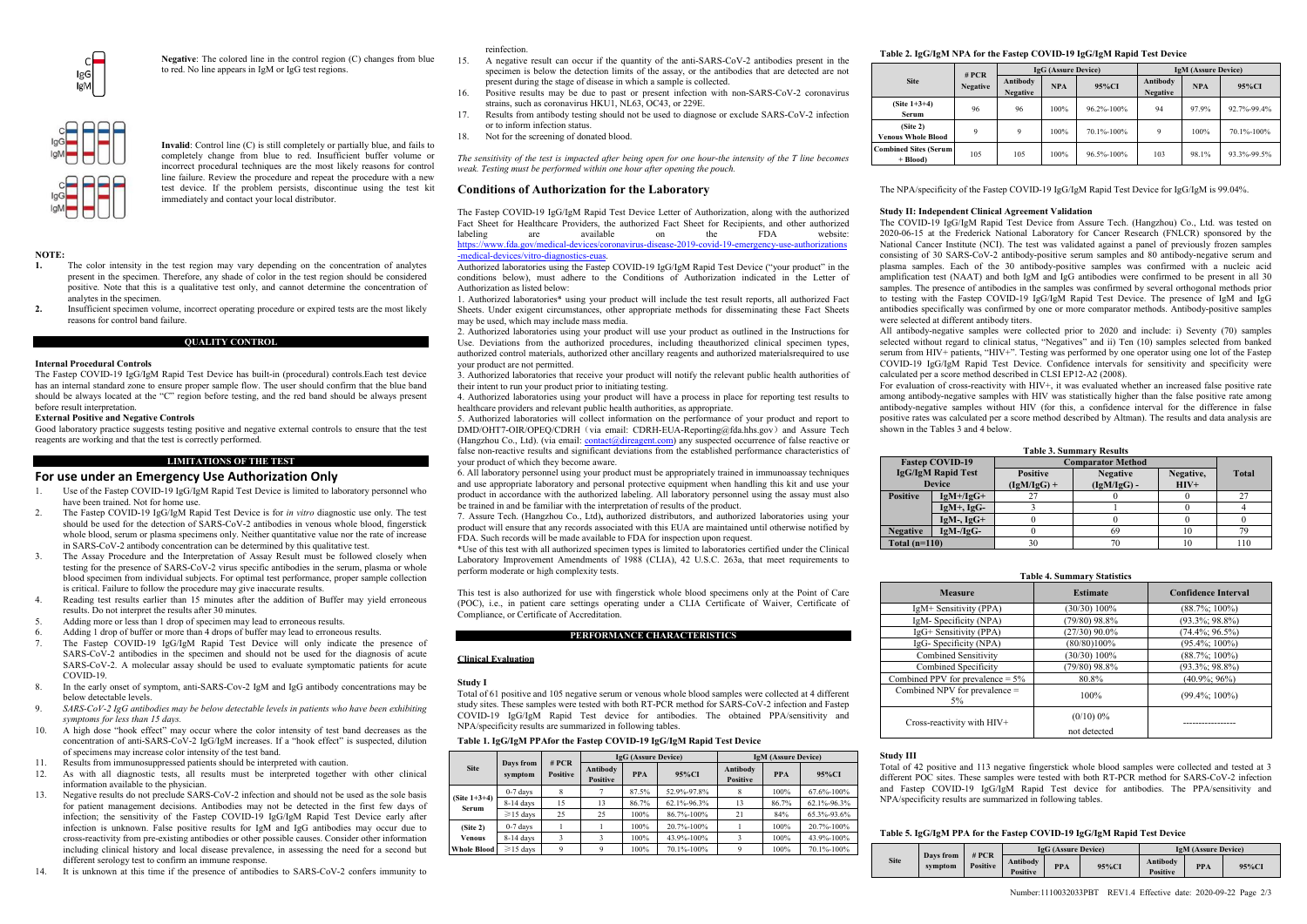**Negative**: The colored line in the control region (C) changes from blue to red. No line appears in IgM or IgG test regions.

**Invalid**: Control line (C) is still completely or partially blue, and fails to completely change from blue to red. Insufficient buffer volume or incorrect procedural techniques are the most likely reasons for control line failure. Review the procedure and repeat the procedure with a new test device. If the problem persists, discontinue using the test kit immediately and contact your local distributor.

**NOTE:**

1. The color intensity in the test region may vary depending on the concentration of analytes present in the specimen. Therefore, any shade of color in the test region should be considered positive. Note that this is a qualitative test only, and cannot determine the concentration of analytes in the specimen.
2. Insufficient specimen volume, incorrect operating procedure or expired tests are the most likely reasons for control band failure.

## QUALITY CONTROL

**Internal Procedural Controls**

The Fastep COVID-19 IgG/IgM Rapid Test Device has built-in (procedural) controls.Each test device has an internal standard zone to ensure proper sample flow. The user should confirm that the blue band should be always located at the "C" region before testing, and the red band should be always present before result interpretation.

**External Positive and Negative Controls**

Good laboratory practice suggests testing positive and negative external controls to ensure that the test reagents are working and that the test is correctly performed.

## LIMITATIONS OF THE TEST

## For use under an Emergency Use Authorization Only

1. Use of the Fastep COVID-19 IgG/IgM Rapid Test Device is limited to laboratory personnel who have been trained. Not for home use.
2. The Fastep COVID-19 IgG/IgM Rapid Test Device is for *in vitro* diagnostic use only. The test should be used for the detection of SARS-CoV-2 antibodies in venous whole blood, fingerstick whole blood, serum or plasma specimens only. Neither quantitative value nor the rate of increase in SARS-CoV-2 antibody concentration can be determined by this qualitative test.
3. The Assay Procedure and the Interpretation of Assay Result must be followed closely when testing for the presence of SARS-CoV-2 virus specific antibodies in the serum, plasma or whole blood specimen from individual subjects. For optimal test performance, proper sample collection is critical. Failure to follow the procedure may give inaccurate results.
4. Reading test results earlier than 15 minutes after the addition of Buffer may yield erroneous results. Do not interpret the results after 30 minutes.
5. Adding more or less than 1 drop of specimen may lead to erroneous results.
6. Adding 1 drop of buffer or more than 4 drops of buffer may lead to erroneous results.
7. The Fastep COVID-19 IgG/IgM Rapid Test Device will only indicate the presence of SARS-CoV-2 antibodies in the specimen and should not be used for the diagnosis of acute SARS-CoV-2. A molecular assay should be used to evaluate symptomatic patients for acute COVID-19.
8. In the early onset of symptom, anti-SARS-Cov-2 IgM and IgG antibody concentrations may be below detectable levels.
9. *SARS-CoV-2 IgG antibodies may be below detectable levels in patients who have been exhibiting symptoms for less than 15 days.*
10. A high dose "hook effect" may occur where the color intensity of test band decreases as the concentration of anti-SARS-CoV-2 IgG/IgM increases. If a "hook effect" is suspected, dilution of specimens may increase color intensity of the test band.
11. Results from immunosuppressed patients should be interpreted with caution.
12. As with all diagnostic tests, all results must be interpreted together with other clinical information available to the physician.
13. Negative results do not preclude SARS-CoV-2 infection and should not be used as the sole basis for patient management decisions. Antibodies may not be detected in the first few days of infection; the sensitivity of the Fastep COVID-19 IgG/IgM Rapid Test Device early after infection is unknown. False positive results for IgM and IgG antibodies may occur due to cross-reactivity from pre-existing antibodies or other possible causes. Consider other information including clinical history and local disease prevalence, in assessing the need for a second but different serology test to confirm an immune response.
14. It is unknown at this time if the presence of antibodies to SARS-CoV-2 confers immunity to reinfection.
15. A negative result can occur if the quantity of the anti-SARS-CoV-2 antibodies present in the specimen is below the detection limits of the assay, or the antibodies that are detected are not present during the stage of disease in which a sample is collected.
16. Positive results may be due to past or present infection with non-SARS-CoV-2 coronavirus strains, such as coronavirus HKU1, NL63, OC43, or 229E.
17. Results from antibody testing should not be used to diagnose or exclude SARS-CoV-2 infection or to inform infection status.
18. Not for the screening of donated blood.

*The sensitivity of the test is impacted after being open for one hour-the intensity of the T line becomes weak. Testing must be performed within one hour after opening the pouch.*

## Conditions of Authorization for the Laboratory

The Fastep COVID-19 IgG/IgM Rapid Test Device Letter of Authorization, along with the authorized Fact Sheet for Healthcare Providers, the authorized Fact Sheet for Recipients, and other authorized labeling are available on the FDA website: https://www.fda.gov/medical-devices/coronavirus-disease-2019-covid-19-emergency-use-authorizations-medical-devices/vitro-diagnostics-euas.

Authorized laboratories using the Fastep COVID-19 IgG/IgM Rapid Test Device ("your product" in the conditions below), must adhere to the Conditions of Authorization indicated in the Letter of Authorization as listed below:

1. Authorized laboratories* using your product will include the test result reports, all authorized Fact Sheets. Under exigent circumstances, other appropriate methods for disseminating these Fact Sheets may be used, which may include mass media.

2. Authorized laboratories using your product will use your product as outlined in the Instructions for Use. Deviations from the authorized procedures, including theauthorized clinical specimen types, authorized control materials, authorized other ancillary reagents and authorized materialsrequired to use your product are not permitted.

3. Authorized laboratories that receive your product will notify the relevant public health authorities of their intent to run your product prior to initiating testing.

4. Authorized laboratories using your product will have a process in place for reporting test results to healthcare providers and relevant public health authorities, as appropriate.

5. Authorized laboratories will collect information on the performance of your product and report to DMD/OHT7-OIR/OPEQ/CDRH（via email: CDRH-EUA-Reporting@fda.hhs.gov）and Assure Tech (Hangzhou Co., Ltd). (via email: contact@direagent.com) any suspected occurrence of false reactive or false non-reactive results and significant deviations from the established performance characteristics of your product of which they become aware.

6. All laboratory personnel using your product must be appropriately trained in immunoassay techniques and use appropriate laboratory and personal protective equipment when handling this kit and use your product in accordance with the authorized labeling. All laboratory personnel using the assay must also be trained in and be familiar with the interpretation of results of the product.

7. Assure Tech. (Hangzhou Co., Ltd), authorized distributors, and authorized laboratories using your product will ensure that any records associated with this EUA are maintained until otherwise notified by FDA. Such records will be made available to FDA for inspection upon request.

*Use of this test with all authorized specimen types is limited to laboratories certified under the Clinical Laboratory Improvement Amendments of 1988 (CLIA), 42 U.S.C. 263a, that meet requirements to perform moderate or high complexity tests.

This test is also authorized for use with fingerstick whole blood specimens only at the Point of Care (POC), i.e., in patient care settings operating under a CLIA Certificate of Waiver, Certificate of Compliance, or Certificate of Accreditation.

## PERFORMANCE CHARACTERISTICS

### Clinical Evaluation

**Study I**

Total of 61 positive and 105 negative serum or venous whole blood samples were collected at 4 different study sites. These samples were tested with both RT-PCR method for SARS-CoV-2 infection and Fastep COVID-19 IgG/IgM Rapid Test device for antibodies. The obtained PPA/sensitivity and NPA/specificity results are summarized in following tables.

**Table 1. IgG/IgM PPAfor the Fastep COVID-19 IgG/IgM Rapid Test Device**

| Site | Days from symptom | # PCR Positive | IgG (Assure Device) | | | IgM (Assure Device) | | |
|---|---|---|---|---|---|---|---|---|
| | | | Antibody Positive | PPA | 95%CI | Antibody Positive | PPA | 95%CI |
| (Site 1+3+4) Serum | 0-7 days | 8 | 7 | 87.5% | 52.9%-97.8% | 8 | 100% | 67.6%-100% |
| | 8-14 days | 15 | 13 | 86.7% | 62.1%-96.3% | 13 | 86.7% | 62.1%-96.3% |
| | ≥15 days | 25 | 25 | 100% | 86.7%-100% | 21 | 84% | 65.3%-93.6% |
| (Site 2) Venous Whole Blood | 0-7 days | 1 | 1 | 100% | 20.7%-100% | 1 | 100% | 20.7%-100% |
| | 8-14 days | 3 | 3 | 100% | 43.9%-100% | 3 | 100% | 43.9%-100% |
| | ≥15 days | 9 | 9 | 100% | 70.1%-100% | 9 | 100% | 70.1%-100% |

**Table 2. IgG/IgM NPA for the Fastep COVID-19 IgG/IgM Rapid Test Device**

| Site | # PCR Negative | IgG (Assure Device) | | | IgM (Assure Device) | | |
|---|---|---|---|---|---|---|---|
| | | Antibody Negative | NPA | 95%CI | Antibody Negative | NPA | 95%CI |
| (Site 1+3+4) Serum | 96 | 96 | 100% | 96.2%-100% | 94 | 97.9% | 92.7%-99.4% |
| (Site 2) Venous Whole Blood | 9 | 9 | 100% | 70.1%-100% | 9 | 100% | 70.1%-100% |
| Combined Sites (Serum + Blood) | 105 | 105 | 100% | 96.5%-100% | 103 | 98.1% | 93.3%-99.5% |

The NPA/specificity of the Fastep COVID-19 IgG/IgM Rapid Test Device for IgG/IgM is 99.04%.

**Study II: Independent Clinical Agreement Validation**

The COVID-19 IgG/IgM Rapid Test Device from Assure Tech. (Hangzhou) Co., Ltd. was tested on 2020-06-15 at the Frederick National Laboratory for Cancer Research (FNLCR) sponsored by the National Cancer Institute (NCI). The test was validated against a panel of previously frozen samples consisting of 30 SARS-CoV-2 antibody-positive serum samples and 80 antibody-negative serum and plasma samples. Each of the 30 antibody-positive samples was confirmed with a nucleic acid amplification test (NAAT) and both IgM and IgG antibodies were confirmed to be present in all 30 samples. The presence of antibodies in the samples was confirmed by several orthogonal methods prior to testing with the Fastep COVID-19 IgG/IgM Rapid Test Device. The presence of IgM and IgG antibodies specifically was confirmed by one or more comparator methods. Antibody-positive samples were selected at different antibody titers.

All antibody-negative samples were collected prior to 2020 and include: i) Seventy (70) samples selected without regard to clinical status, "Negatives" and ii) Ten (10) samples selected from banked serum from HIV+ patients, "HIV+". Testing was performed by one operator using one lot of the Fastep COVID-19 IgG/IgM Rapid Test Device. Confidence intervals for sensitivity and specificity were calculated per a score method described in CLSI EP12-A2 (2008).

For evaluation of cross-reactivity with HIV+, it was evaluated whether an increased false positive rate among antibody-negative samples with HIV was statistically higher than the false positive rate among antibody-negative samples without HIV (for this, a confidence interval for the difference in false positive rates was calculated per a score method described by Altman). The results and data analysis are shown in the Tables 3 and 4 below.

**Table 3. Summary Results**

| Fastep COVID-19 IgG/IgM Rapid Test Device | | Comparator Method | | | Total |
|---|---|---|---|---|---|
| | | Positive (IgM/IgG) + | Negative (IgM/IgG) - | Negative, HIV+ | |
| Positive | IgM+/IgG+ | 27 | 0 | 0 | 27 |
| | IgM+, IgG- | 3 | 1 | 0 | 4 |
| | IgM-, IgG+ | 0 | 0 | 0 | 0 |
| Negative | IgM-/IgG- | 0 | 69 | 10 | 79 |
| Total (n=110) | | 30 | 70 | 10 | 110 |

**Table 4. Summary Statistics**

| Measure | Estimate | Confidence Interval |
|---|---|---|
| IgM+ Sensitivity (PPA) | (30/30) 100% | (88.7%; 100%) |
| IgM- Specificity (NPA) | (79/80) 98.8% | (93.3%; 98.8%) |
| IgG+ Sensitivity (PPA) | (27/30) 90.0% | (74.4%; 96.5%) |
| IgG- Specificity (NPA) | (80/80)100% | (95.4%; 100%) |
| Combined Sensitivity | (30/30) 100% | (88.7%; 100%) |
| Combined Specificity | (79/80) 98.8% | (93.3%; 98.8%) |
| Combined PPV for prevalence = 5% | 80.8% | (40.9%; 96%) |
| Combined NPV for prevalence = 5% | 100% | (99.4%; 100%) |
| Cross-reactivity with HIV+ | (0/10) 0% not detected | ---------------- |

**Study III**

Total of 42 positive and 113 negative fingerstick whole blood samples were collected and tested at 3 different POC sites. These samples were tested with both RT-PCR method for SARS-CoV-2 infection and Fastep COVID-19 IgG/IgM Rapid Test device for antibodies. The PPA/sensitivity and NPA/specificity results are summarized in following tables.

**Table 5. IgG/IgM PPA for the Fastep COVID-19 IgG/IgM Rapid Test Device**

| Site | Days from symptom | # PCR Positive | IgG (Assure Device) | | | IgM (Assure Device) | | |
|---|---|---|---|---|---|---|---|---|
| | | | Antibody Positive | PPA | 95%CI | Antibody Positive | PPA | 95%CI |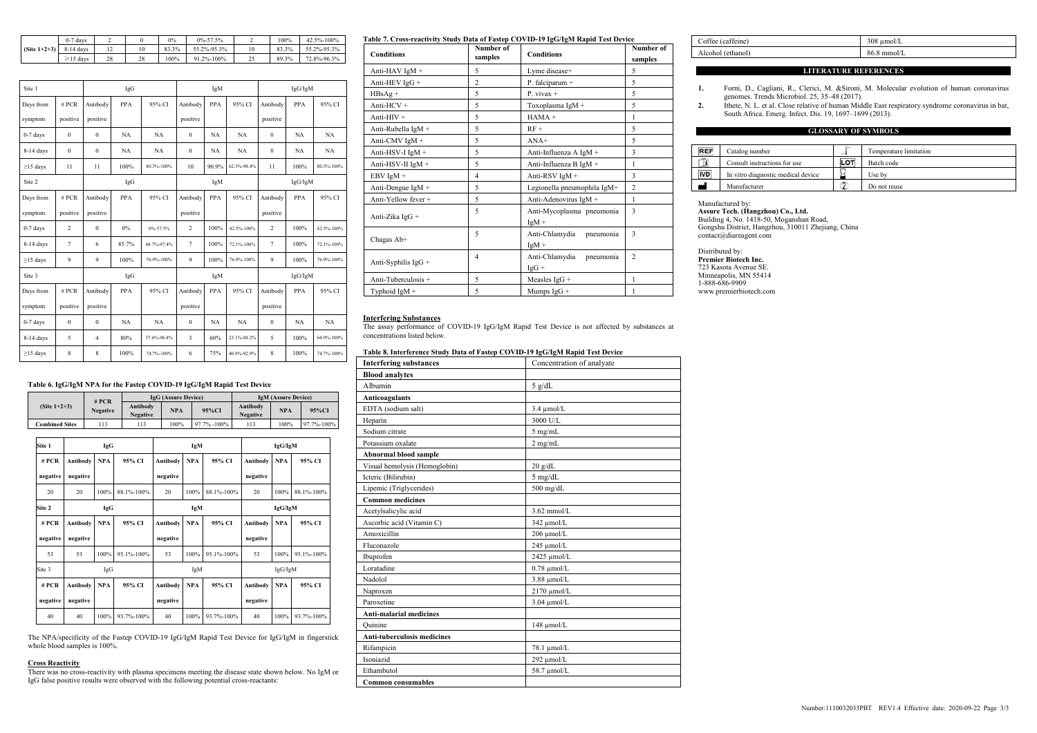| | | | | | | | | |
|---|---|---|---|---|---|---|---|---|
| (Site 1+2+3) | 0-7 days | 2 | 0 | 0% | 0%-57.5% | 2 | 100% | 42.5%-100% |
| | 8-14 days | 12 | 10 | 83.3% | 55.2%-95.3% | 10 | 83.3% | 55.2%-95.3% |
| | ≥15 days | 28 | 28 | 100% | 91.2%-100% | 25 | 89.3% | 72.8%-96.3% |

| Site 1 | | IgG | | | IgM | | | IgG/IgM | | |
|---|---|---|---|---|---|---|---|---|---|---|
| Days from symptom | # PCR positive | Antibody positive | PPA | 95% CI | Antibody positive | PPA | 95% CI | Antibody positive | PPA | 95% CI |
| 0-7 days | 0 | 0 | NA | NA | 0 | NA | NA | 0 | NA | NA |
| 8-14 days | 0 | 0 | NA | NA | 0 | NA | NA | 0 | NA | NA |
| ≥15 days | 11 | 11 | 100% | 80.3%-100% | 10 | 90.9% | 62.3%-98.4% | 11 | 100% | 80.3%-100% |
| **Site 2** | | IgG | | | IgM | | | IgG/IgM | | |
| Days from symptom | # PCR positive | Antibody positive | PPA | 95% CI | Antibody positive | PPA | 95% CI | Antibody positive | PPA | 95% CI |
| 0-7 days | 2 | 0 | 0% | 0%-57.5% | 2 | 100% | 42.5%-100% | 2 | 100% | 42.5%-100% |
| 8-14 days | 7 | 6 | 85.7% | 48.7%-97.4% | 7 | 100% | 72.1%-100% | 7 | 100% | 72.1%-100% |
| ≥15 days | 9 | 9 | 100% | 76.9%-100% | 9 | 100% | 76.9%-100% | 9 | 100% | 76.9%-100% |
| **Site 3** | | IgG | | | IgM | | | IgG/IgM | | |
| Days from symptom | # PCR positive | Antibody positive | PPA | 95% CI | Antibody positive | PPA | 95% CI | Antibody positive | PPA | 95% CI |
| 0-7 days | 0 | 0 | NA | NA | 0 | NA | NA | 0 | NA | NA |
| 8-14 days | 5 | 4 | 80% | 37.6%-96.4% | 3 | 60% | 23.1%-88.2% | 5 | 100% | 64.9%-100% |
| ≥15 days | 8 | 8 | 100% | 74.7%-100% | 6 | 75% | 40.9%-92.9% | 8 | 100% | 74.7%-100% |

**Table 6. IgG/IgM NPA for the Fastep COVID-19 IgG/IgM Rapid Test Device**

| (Site 1+2+3) | # PCR Negative | IgG (Assure Device) | | | IgM (Assure Device) | | |
|---|---|---|---|---|---|---|---|
| | | Antibody Negative | NPA | 95%CI | Antibody Negative | NPA | 95%CI |
| **Combined Sites** | 113 | 113 | 100% | 97.7% -100% | 113 | 100% | 97.7%-100% |

| **Site 1** | IgG | | | IgM | | | IgG/IgM | | |
|---|---|---|---|---|---|---|---|---|---|
| **# PCR negative** | **Antibody negative** | **NPA** | **95% CI** | **Antibody negative** | **NPA** | **95% CI** | **Antibody negative** | **NPA** | **95% CI** |
| 20 | 20 | 100% | 88.1%-100% | 20 | 100% | 88.1%-100% | 20 | 100% | 88.1%-100% |
| **Site 2** | IgG | | | IgM | | | IgG/IgM | | |
| **# PCR negative** | **Antibody negative** | **NPA** | **95% CI** | **Antibody negative** | **NPA** | **95% CI** | **Antibody negative** | **NPA** | **95% CI** |
| 53 | 53 | 100% | 95.1%-100% | 53 | 100% | 95.1%-100% | 53 | 100% | 95.1%-100% |
| **Site 3** | IgG | | | IgM | | | IgG/IgM | | |
| **# PCR negative** | **Antibody negative** | **NPA** | **95% CI** | **Antibody negative** | **NPA** | **95% CI** | **Antibody negative** | **NPA** | **95% CI** |
| 40 | 40 | 100% | 93.7%-100% | 40 | 100% | 93.7%-100% | 40 | 100% | 93.7%-100% |

The NPA/specificity of the Fastep COVID-19 IgG/IgM Rapid Test Device for IgG/IgM in fingerstick whole blood samples is 100%.

## Cross Reactivity

There was no cross-reactivity with plasma specimens meeting the disease state shown below. No IgM or IgG false positive results were observed with the following potential cross-reactants:

**Table 7. Cross-reactivity Study Data of Fastep COVID-19 IgG/IgM Rapid Test Device**

| Conditions | Number of samples | Conditions | Number of samples |
|---|---|---|---|
| Anti-HAV IgM + | 5 | Lyme disease+ | 5 |
| Anti-HEV IgG + | 2 | P. falciparum + | 5 |
| HBsAg + | 5 | P. vivax + | 5 |
| Anti-HCV + | 5 | Toxoplasma IgM + | 5 |
| Anti-HIV + | 5 | HAMA + | 1 |
| Anti-Rubella IgM + | 5 | RF + | 5 |
| Anti-CMV IgM + | 5 | ANA+ | 5 |
| Anti-HSV-I IgM + | 5 | Anti-Influenza A IgM + | 3 |
| Anti-HSV-II IgM + | 5 | Anti-Influenza B IgM + | 1 |
| EBV IgM + | 4 | Anti-RSV IgM + | 3 |
| Anti-Dengue IgM + | 5 | Legionella pneumophila IgM+ | 2 |
| Anti-Yellow fever + | 5 | Anti-Adenovirus IgM + | 1 |
| Anti-Zika IgG + | 5 | Anti-Mycoplasma pneumonia IgM + | 3 |
| Chagas Ab+ | 5 | Anti-Chlamydia pneumonia IgM + | 3 |
| Anti-Syphilis IgG + | 4 | Anti-Chlamydia pneumonia IgG + | 2 |
| Anti-Tuberculosis + | 5 | Measles IgG + | 1 |
| Typhoid IgM + | 5 | Mumps IgG + | 1 |

## Interfering Substances

The assay performance of COVID-19 IgG/IgM Rapid Test Device is not affected by substances at concentrations listed below.

**Table 8. Interference Study Data of Fastep COVID-19 IgG/IgM Rapid Test Device**

| Interfering substances | Concentration of analyate |
|---|---|
| **Blood analytes** | |
| Albumin | 5 g/dL |
| **Anticoagulants** | |
| EDTA (sodium salt) | 3.4 μmol/L |
| Heparin | 3000 U/L |
| Sodium citrate | 5 mg/mL |
| Potassium oxalate | 2 mg/mL |
| **Abnormal blood sample** | |
| Visual hemolysis (Hemoglobin) | 20 g/dL |
| Icteric (Bilirubin) | 5 mg/dL |
| Lipemic (Triglycerides) | 500 mg/dL |
| **Common medicines** | |
| Acetylsalicylic acid | 3.62 mmol/L |
| Ascorbic acid (Vitamin C) | 342 μmol/L |
| Amoxicillin | 206 μmol/L |
| Fluconazole | 245 μmol/L |
| Ibuprofen | 2425 μmol/L |
| Loratadine | 0.78 μmol/L |
| Nadolol | 3.88 μmol/L |
| Naproxen | 2170 μmol/L |
| Paroxetine | 3.04 μmol/L |
| **Anti-malarial medicines** | |
| Quinine | 148 μmol/L |
| **Anti-tuberculosis medicines** | |
| Rifampicin | 78.1 μmol/L |
| Isoniazid | 292 μmol/L |
| Ethambutol | 58.7 μmol/L |
| **Common consumables** | |
| Coffee (caffeine) | 308 μmol/L |
| Alcohol (ethanol) | 86.8 mmol/L |

## LITERATURE REFERENCES

1. Forni, D., Cagliani, R., Clerici, M. &Sironi, M. Molecular evolution of human coronavirus genomes. Trends Microbiol. 25, 35–48 (2017).
2. Ithete, N. L. et al. Close relative of human Middle East respiratory syndrome coronavirus in bat, South Africa. Emerg. Infect. Dis. 19, 1697–1699 (2013).

## GLOSSARY OF SYMBOLS

| | | | |
|---|---|---|---|
| REF | Catalog number | | Temperature limitation |
| | Consult instructions for use | LOT | Batch code |
| IVD | In vitro diagnostic medical device | | Use by |
| | Manufacturer | | Do not reuse |

Manufactured by:
**Assure Tech. (Hangzhou) Co., Ltd.**
Building 4, No. 1418-50, Moganshan Road,
Gongshu District, Hangzhou, 310011 Zhejiang, China
contact@diareagent.com

Distributed by:
**Premier Biotech Inc.**
723 Kasota Avenue SE.
Minneapolis, MN 55414
1-888-686-9909
www.premierbiotech.com

Number:1110032033PBT REV1.4 Effective date: 2020-09-22